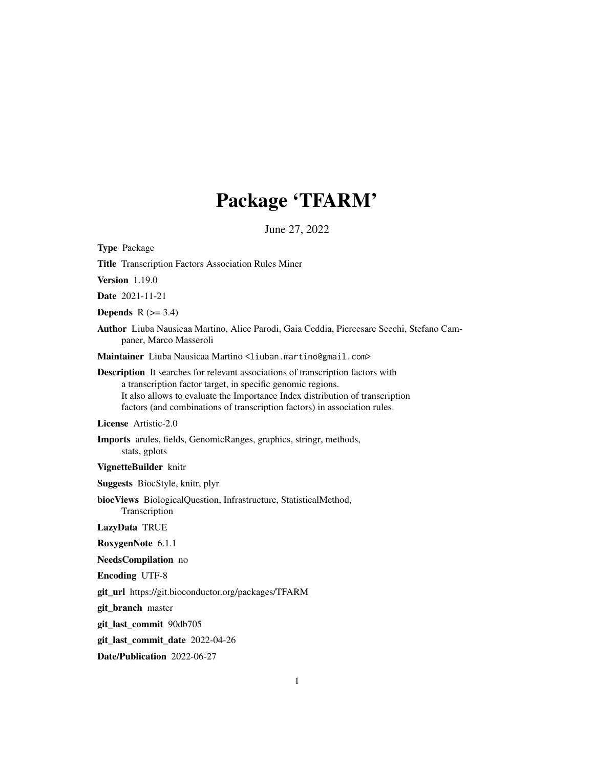# Package 'TFARM'

June 27, 2022

**Type** Package

**Title** Transcription Factors Association Rules Miner

**Version** 1.19.0

**Date** 2021-11-21

**Depends** R (>= 3.4)

**Author** Liuba Nausicaa Martino, Alice Parodi, Gaia Ceddia, Piercesare Secchi, Stefano Campaner, Marco Masseroli

**Maintainer** Liuba Nausicaa Martino <liuban.martino@gmail.com>

**Description** It searches for relevant associations of transcription factors with a transcription factor target, in specific genomic regions. It also allows to evaluate the Importance Index distribution of transcription factors (and combinations of transcription factors) in association rules.

**License** Artistic-2.0

**Imports** arules, fields, GenomicRanges, graphics, stringr, methods, stats, gplots

**VignetteBuilder** knitr

**Suggests** BiocStyle, knitr, plyr

**biocViews** BiologicalQuestion, Infrastructure, StatisticalMethod, Transcription

**LazyData** TRUE

**RoxygenNote** 6.1.1

**NeedsCompilation** no

**Encoding** UTF-8

**git_url** https://git.bioconductor.org/packages/TFARM

**git_branch** master

**git_last_commit** 90db705

**git_last_commit_date** 2022-04-26

**Date/Publication** 2022-06-27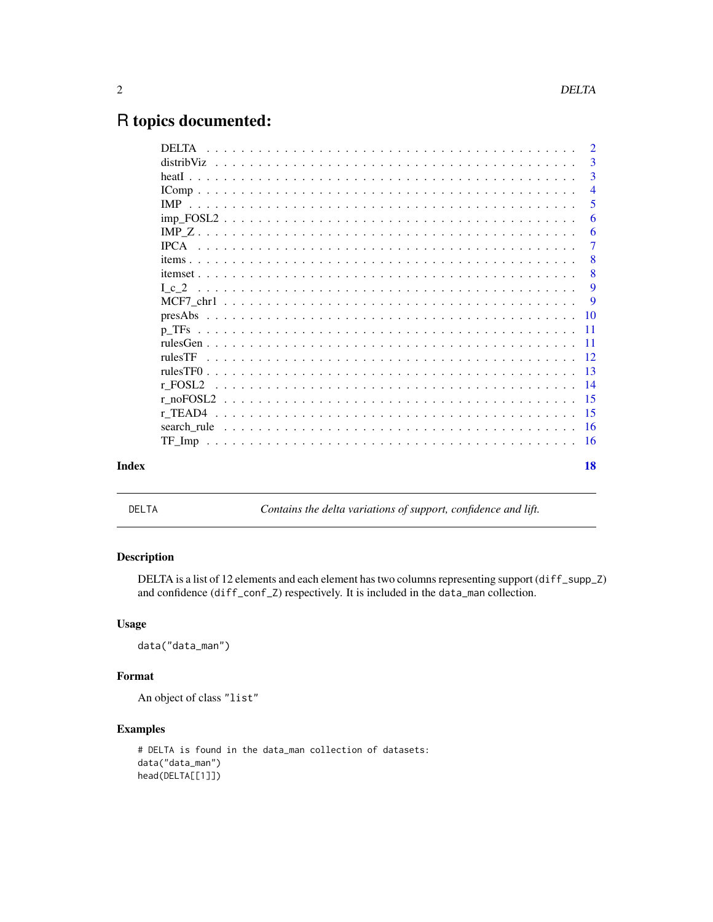# R topics documented:

| | |
|---|---|
| DELTA | 2 |
| distribViz | 3 |
| heatI | 3 |
| IComp | 4 |
| IMP | 5 |
| imp_FOSL2 | 6 |
| IMP_Z | 6 |
| IPCA | 7 |
| items | 8 |
| itemset | 8 |
| I_c_2 | 9 |
| MCF7_chr1 | 9 |
| presAbs | 10 |
| p_TFs | 11 |
| rulesGen | 11 |
| rulesTF | 12 |
| rulesTF0 | 13 |
| r_FOSL2 | 14 |
| r_noFOSL2 | 15 |
| r_TEAD4 | 15 |
| search_rule | 16 |
| TF_Imp | 16 |

**Index** **18**

---

DELTA *Contains the delta variations of support, confidence and lift.*

---

## Description

DELTA is a list of 12 elements and each element has two columns representing support (`diff_supp_Z`) and confidence (`diff_conf_Z`) respectively. It is included in the `data_man` collection.

## Usage

```
data("data_man")
```

## Format

An object of class `"list"`

## Examples

```
# DELTA is found in the data_man collection of datasets:
data("data_man")
head(DELTA[[1]])
```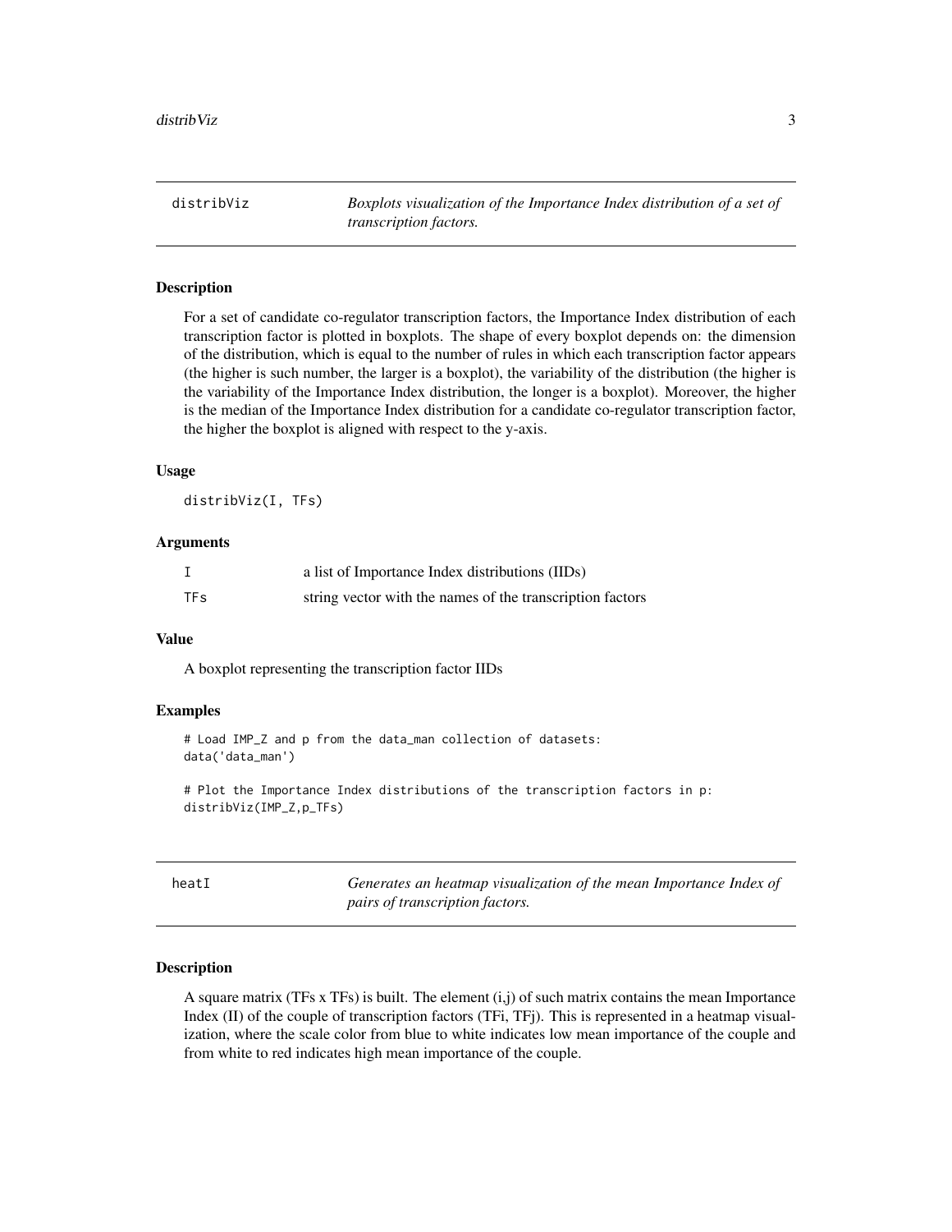## distribViz

*Boxplots visualization of the Importance Index distribution of a set of transcription factors.*

### Description

For a set of candidate co-regulator transcription factors, the Importance Index distribution of each transcription factor is plotted in boxplots. The shape of every boxplot depends on: the dimension of the distribution, which is equal to the number of rules in which each transcription factor appears (the higher is such number, the larger is a boxplot), the variability of the distribution (the higher is the variability of the Importance Index distribution, the longer is a boxplot). Moreover, the higher is the median of the Importance Index distribution for a candidate co-regulator transcription factor, the higher the boxplot is aligned with respect to the y-axis.

### Usage

```
distribViz(I, TFs)
```

### Arguments

| | |
|---|---|
| `I` | a list of Importance Index distributions (IIDs) |
| `TFs` | string vector with the names of the transcription factors |

### Value

A boxplot representing the transcription factor IIDs

### Examples

```
# Load IMP_Z and p from the data_man collection of datasets:
data('data_man')

# Plot the Importance Index distributions of the transcription factors in p:
distribViz(IMP_Z,p_TFs)
```

## heatI

*Generates an heatmap visualization of the mean Importance Index of pairs of transcription factors.*

### Description

A square matrix (TFs x TFs) is built. The element (i,j) of such matrix contains the mean Importance Index (II) of the couple of transcription factors (TFi, TFj). This is represented in a heatmap visualization, where the scale color from blue to white indicates low mean importance of the couple and from white to red indicates high mean importance of the couple.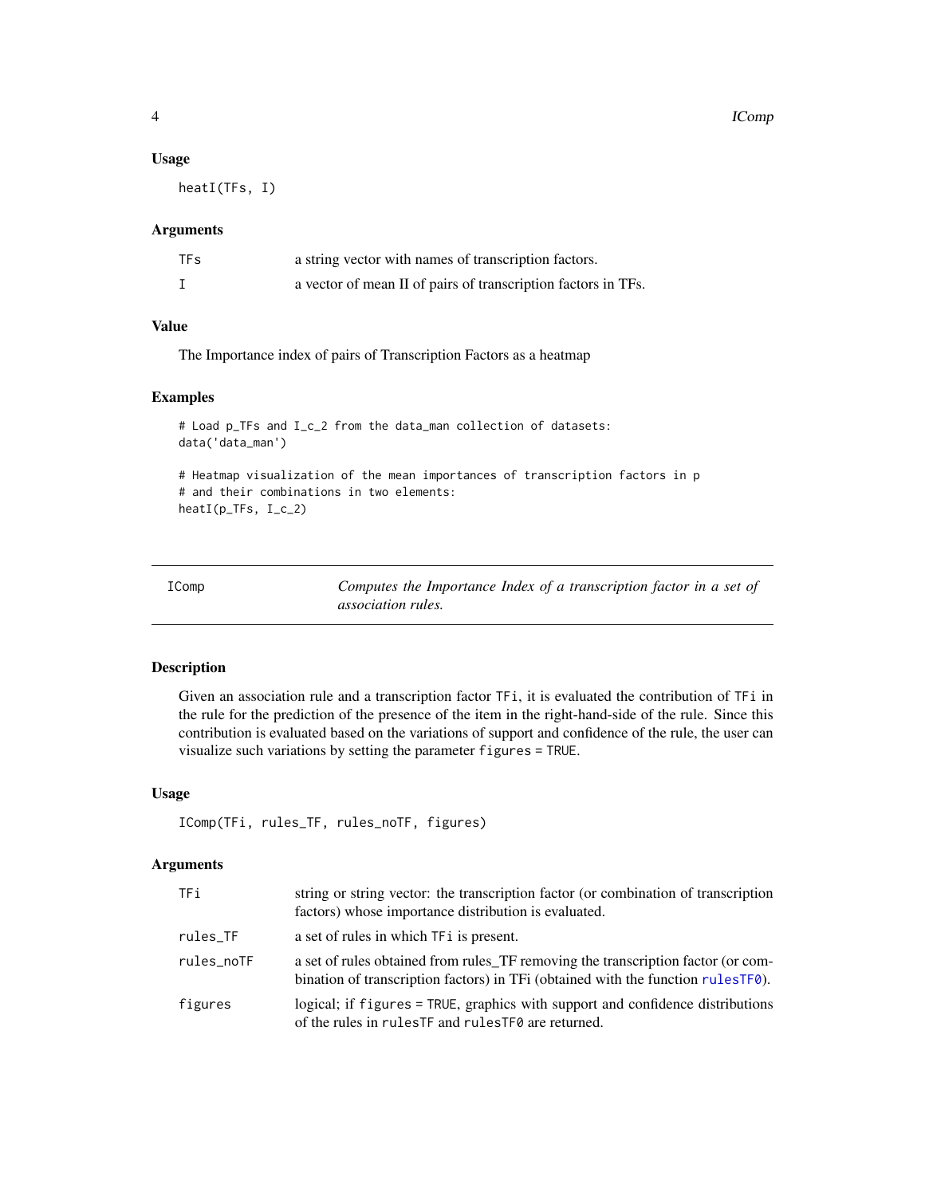### Usage

```
heatI(TFs, I)
```

### Arguments

| | |
|---|---|
| TFs | a string vector with names of transcription factors. |
| I | a vector of mean II of pairs of transcription factors in TFs. |

### Value

The Importance index of pairs of Transcription Factors as a heatmap

### Examples

```
# Load p_TFs and I_c_2 from the data_man collection of datasets:
data('data_man')

# Heatmap visualization of the mean importances of transcription factors in p
# and their combinations in two elements:
heatI(p_TFs, I_c_2)
```

---

## IComp — *Computes the Importance Index of a transcription factor in a set of association rules.*

---

### Description

Given an association rule and a transcription factor `TFi`, it is evaluated the contribution of `TFi` in the rule for the prediction of the presence of the item in the right-hand-side of the rule. Since this contribution is evaluated based on the variations of support and confidence of the rule, the user can visualize such variations by setting the parameter `figures = TRUE`.

### Usage

```
IComp(TFi, rules_TF, rules_noTF, figures)
```

### Arguments

| | |
|---|---|
| TFi | string or string vector: the transcription factor (or combination of transcription factors) whose importance distribution is evaluated. |
| rules_TF | a set of rules in which `TFi` is present. |
| rules_noTF | a set of rules obtained from rules_TF removing the transcription factor (or combination of transcription factors) in TFi (obtained with the function `rulesTF0`). |
| figures | logical; if `figures = TRUE`, graphics with support and confidence distributions of the rules in `rulesTF` and `rulesTF0` are returned. |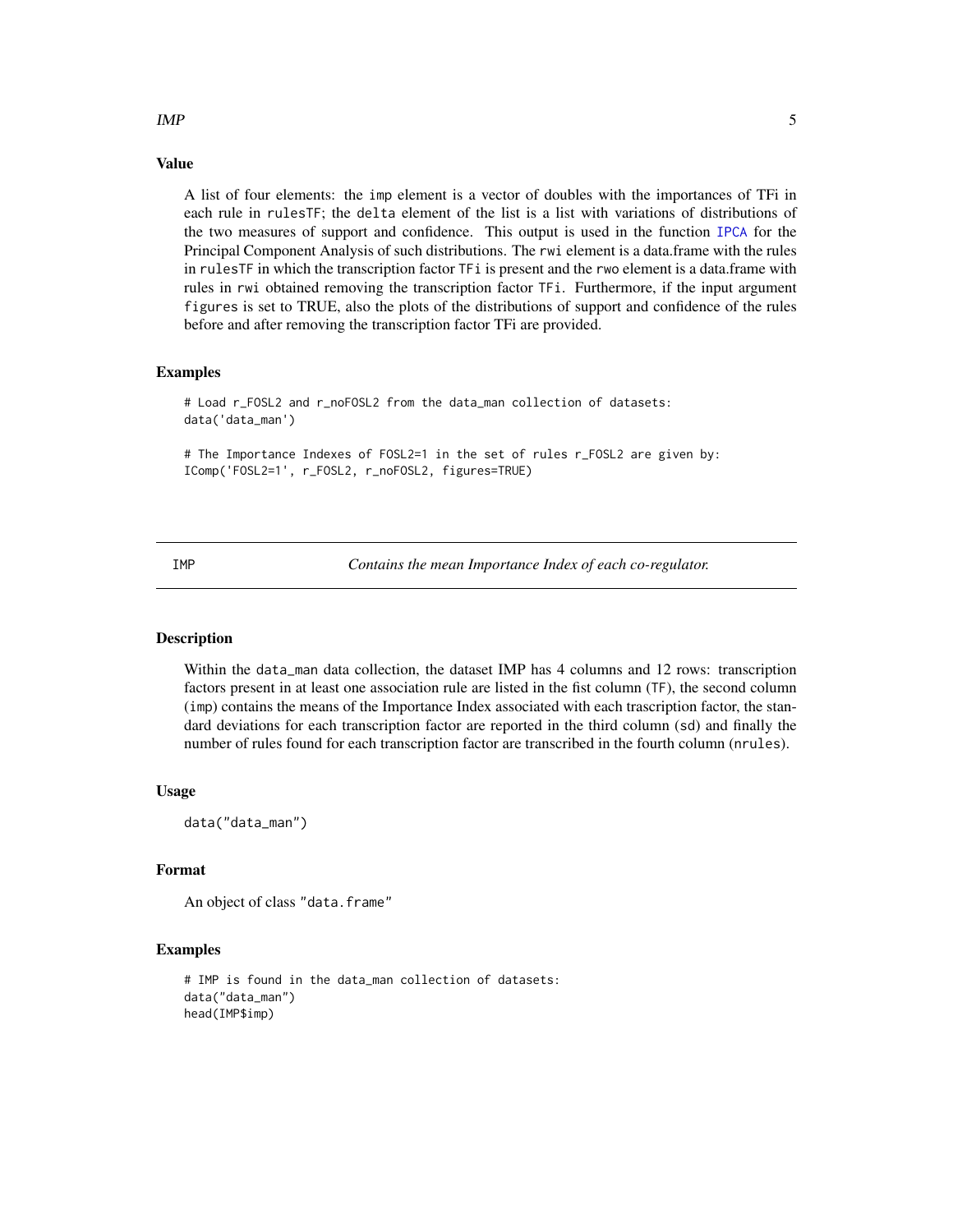### Value

A list of four elements: the `imp` element is a vector of doubles with the importances of TFi in each rule in `rulesTF`; the `delta` element of the list is a list with variations of distributions of the two measures of support and confidence. This output is used in the function `IPCA` for the Principal Component Analysis of such distributions. The `rwi` element is a data.frame with the rules in `rulesTF` in which the transcription factor `TFi` is present and the `rwo` element is a data.frame with rules in `rwi` obtained removing the transcription factor `TFi`. Furthermore, if the input argument `figures` is set to TRUE, also the plots of the distributions of support and confidence of the rules before and after removing the transcription factor TFi are provided.

### Examples

```
# Load r_FOSL2 and r_noFOSL2 from the data_man collection of datasets:
data('data_man')

# The Importance Indexes of FOSL2=1 in the set of rules r_FOSL2 are given by:
IComp('FOSL2=1', r_FOSL2, r_noFOSL2, figures=TRUE)
```

---

## IMP — *Contains the mean Importance Index of each co-regulator.*

### Description

Within the `data_man` data collection, the dataset IMP has 4 columns and 12 rows: transcription factors present in at least one association rule are listed in the fist column (`TF`), the second column (`imp`) contains the means of the Importance Index associated with each trascription factor, the standard deviations for each transcription factor are reported in the third column (`sd`) and finally the number of rules found for each transcription factor are transcribed in the fourth column (`nrules`).

### Usage

```
data("data_man")
```

### Format

An object of class `"data.frame"`

### Examples

```
# IMP is found in the data_man collection of datasets:
data("data_man")
head(IMP$imp)
```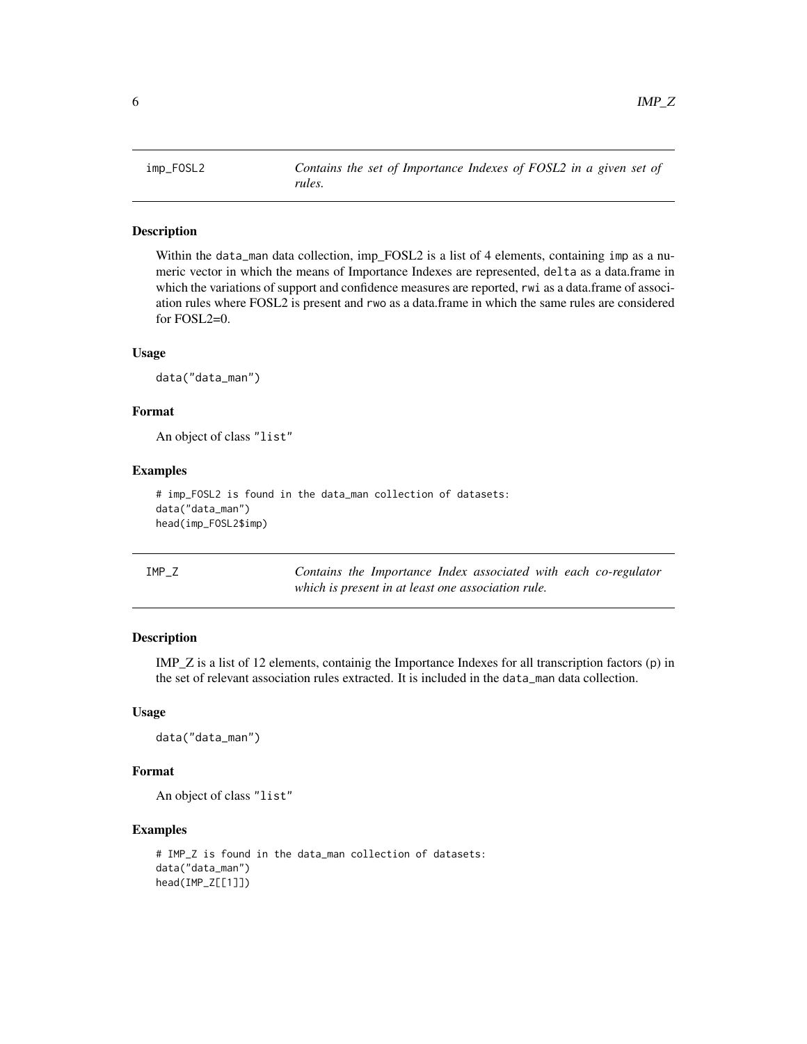## imp_FOSL2 *Contains the set of Importance Indexes of FOSL2 in a given set of rules.*

### Description

Within the data_man data collection, imp_FOSL2 is a list of 4 elements, containing imp as a numeric vector in which the means of Importance Indexes are represented, delta as a data.frame in which the variations of support and confidence measures are reported, rwi as a data.frame of association rules where FOSL2 is present and rwo as a data.frame in which the same rules are considered for FOSL2=0.

### Usage

```
data("data_man")
```

### Format

An object of class "list"

### Examples

```
# imp_FOSL2 is found in the data_man collection of datasets:
data("data_man")
head(imp_FOSL2$imp)
```

## IMP_Z *Contains the Importance Index associated with each co-regulator which is present in at least one association rule.*

### Description

IMP_Z is a list of 12 elements, containig the Importance Indexes for all transcription factors (p) in the set of relevant association rules extracted. It is included in the data_man data collection.

### Usage

```
data("data_man")
```

### Format

An object of class "list"

### Examples

```
# IMP_Z is found in the data_man collection of datasets:
data("data_man")
head(IMP_Z[[1]])
```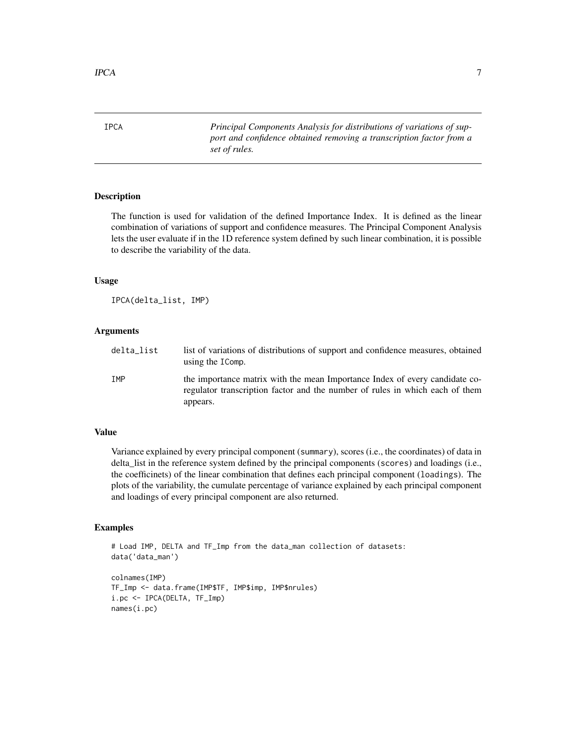IPCA *Principal Components Analysis for distributions of variations of support and confidence obtained removing a transcription factor from a set of rules.*

## Description

The function is used for validation of the defined Importance Index. It is defined as the linear combination of variations of support and confidence measures. The Principal Component Analysis lets the user evaluate if in the 1D reference system defined by such linear combination, it is possible to describe the variability of the data.

## Usage

```
IPCA(delta_list, IMP)
```

## Arguments

| | |
|---|---|
| delta_list | list of variations of distributions of support and confidence measures, obtained using the IComp. |
| IMP | the importance matrix with the mean Importance Index of every candidate co-regulator transcription factor and the number of rules in which each of them appears. |

## Value

Variance explained by every principal component (`summary`), scores (i.e., the coordinates) of data in delta_list in the reference system defined by the principal components (`scores`) and loadings (i.e., the coefficinets) of the linear combination that defines each principal component (`loadings`). The plots of the variability, the cumulate percentage of variance explained by each principal component and loadings of every principal component are also returned.

## Examples

```
# Load IMP, DELTA and TF_Imp from the data_man collection of datasets:
data('data_man')

colnames(IMP)
TF_Imp <- data.frame(IMP$TF, IMP$imp, IMP$nrules)
i.pc <- IPCA(DELTA, TF_Imp)
names(i.pc)
```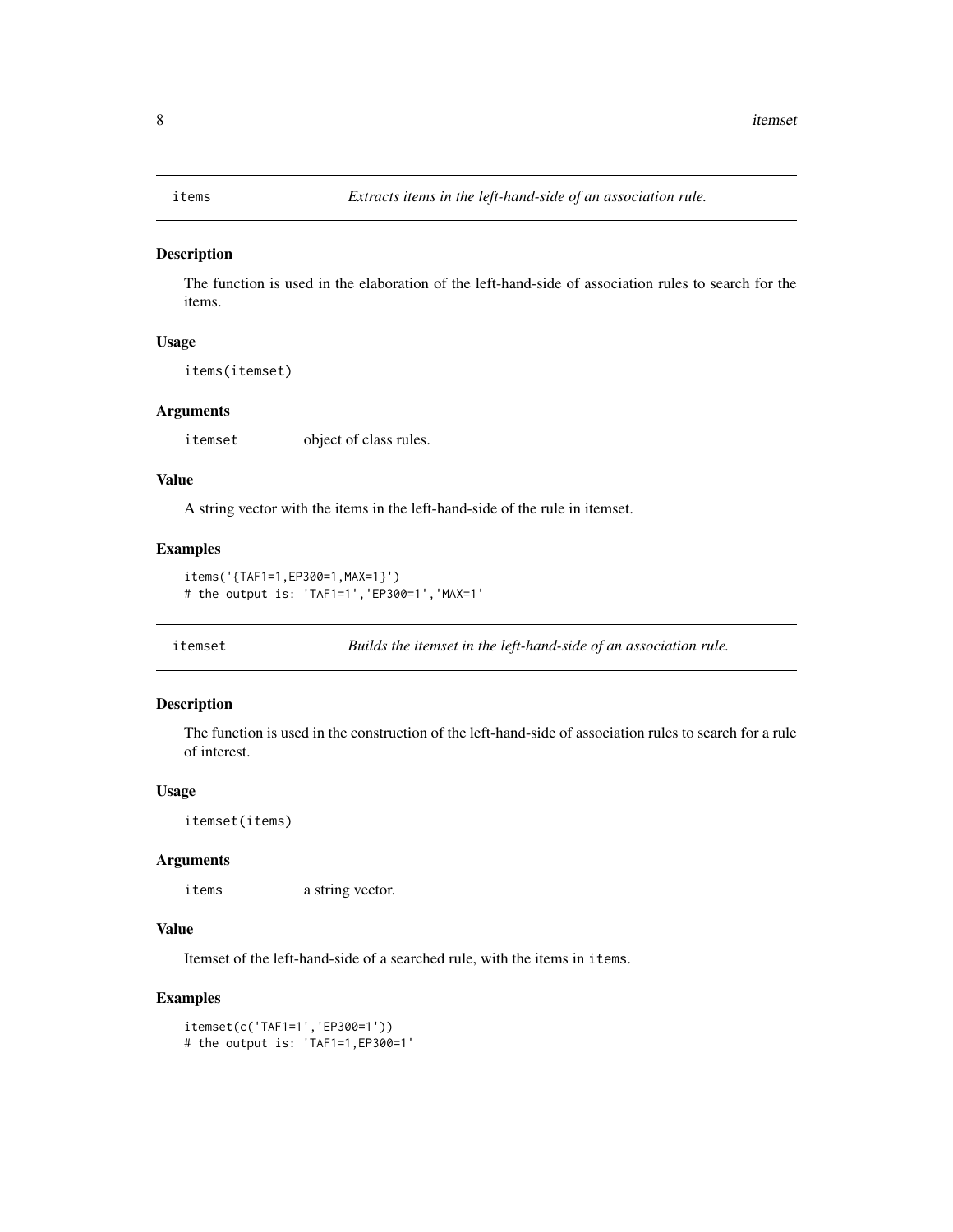## items — *Extracts items in the left-hand-side of an association rule.*

### Description

The function is used in the elaboration of the left-hand-side of association rules to search for the items.

### Usage

```
items(itemset)
```

### Arguments

| | |
|---|---|
| itemset | object of class rules. |

### Value

A string vector with the items in the left-hand-side of the rule in itemset.

### Examples

```
items('{TAF1=1,EP300=1,MAX=1}')
# the output is: 'TAF1=1','EP300=1','MAX=1'
```

## itemset — *Builds the itemset in the left-hand-side of an association rule.*

### Description

The function is used in the construction of the left-hand-side of association rules to search for a rule of interest.

### Usage

```
itemset(items)
```

### Arguments

| | |
|---|---|
| items | a string vector. |

### Value

Itemset of the left-hand-side of a searched rule, with the items in `items`.

### Examples

```
itemset(c('TAF1=1','EP300=1'))
# the output is: 'TAF1=1,EP300=1'
```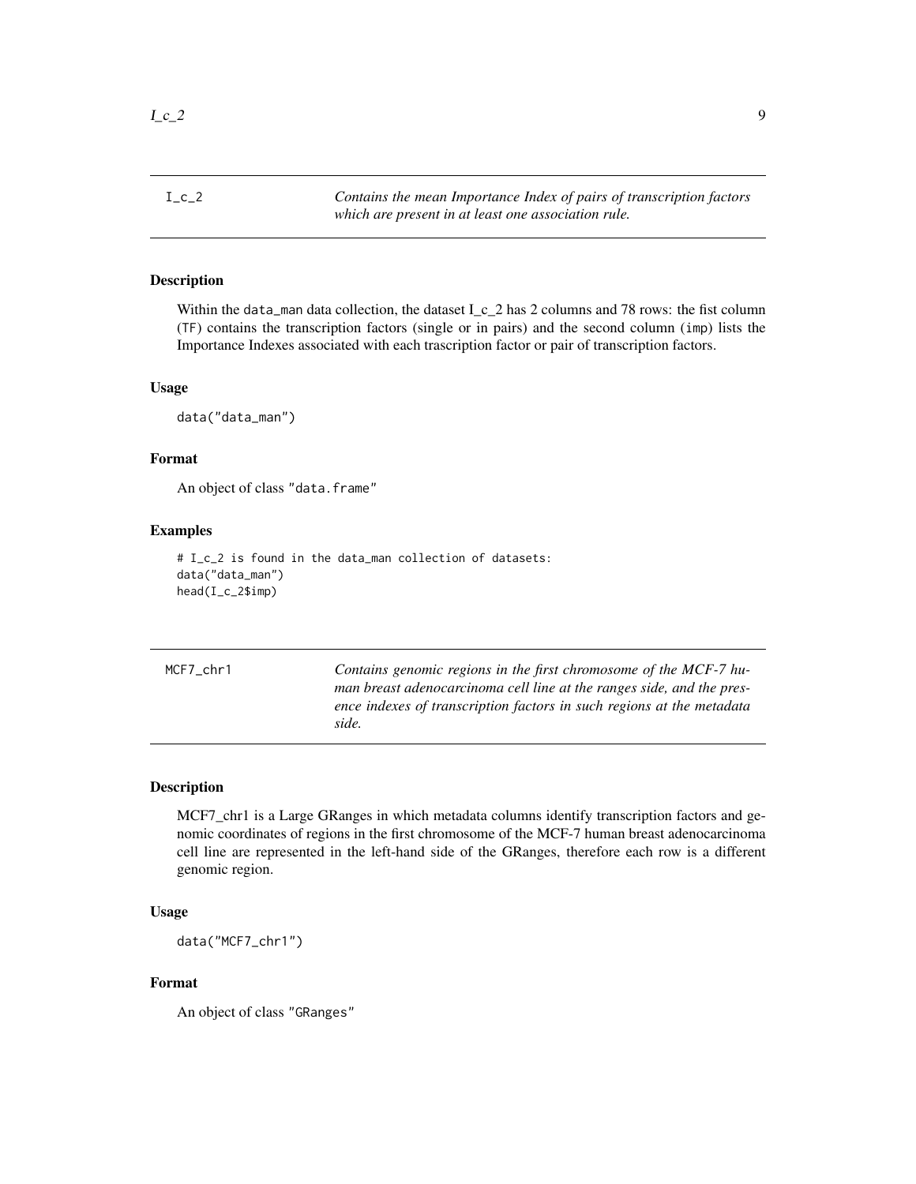## I_c_2 — *Contains the mean Importance Index of pairs of transcription factors which are present in at least one association rule.*

### Description

Within the data_man data collection, the dataset I_c_2 has 2 columns and 78 rows: the fist column (TF) contains the transcription factors (single or in pairs) and the second column (imp) lists the Importance Indexes associated with each trascription factor or pair of transcription factors.

### Usage

```
data("data_man")
```

### Format

An object of class "data.frame"

### Examples

```
# I_c_2 is found in the data_man collection of datasets:
data("data_man")
head(I_c_2$imp)
```

## MCF7_chr1 — *Contains genomic regions in the first chromosome of the MCF-7 human breast adenocarcinoma cell line at the ranges side, and the presence indexes of transcription factors in such regions at the metadata side.*

### Description

MCF7_chr1 is a Large GRanges in which metadata columns identify transcription factors and genomic coordinates of regions in the first chromosome of the MCF-7 human breast adenocarcinoma cell line are represented in the left-hand side of the GRanges, therefore each row is a different genomic region.

### Usage

```
data("MCF7_chr1")
```

### Format

An object of class "GRanges"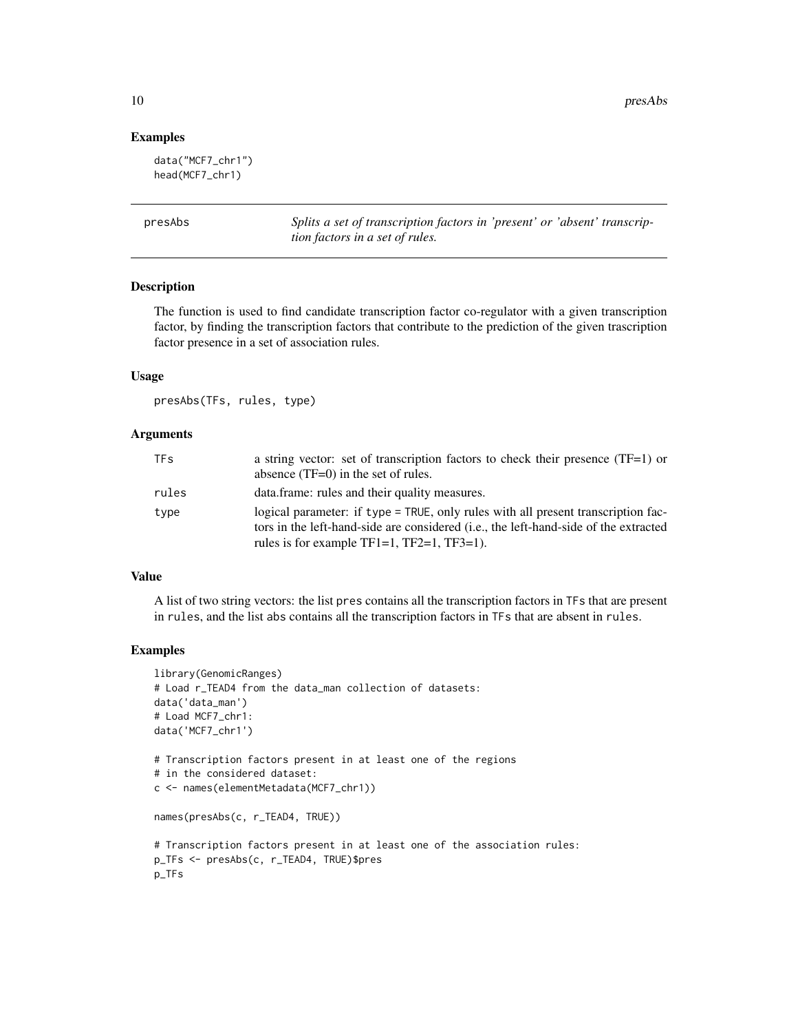## Examples

```
data("MCF7_chr1")
head(MCF7_chr1)
```

---

## presAbs — *Splits a set of transcription factors in 'present' or 'absent' transcription factors in a set of rules.*

---

### Description

The function is used to find candidate transcription factor co-regulator with a given transcription factor, by finding the transcription factors that contribute to the prediction of the given trascription factor presence in a set of association rules.

### Usage

```
presAbs(TFs, rules, type)
```

### Arguments

| | |
|---|---|
| TFs | a string vector: set of transcription factors to check their presence (TF=1) or absence (TF=0) in the set of rules. |
| rules | data.frame: rules and their quality measures. |
| type | logical parameter: if type = TRUE, only rules with all present transcription factors in the left-hand-side are considered (i.e., the left-hand-side of the extracted rules is for example TF1=1, TF2=1, TF3=1). |

### Value

A list of two string vectors: the list pres contains all the transcription factors in TFs that are present in rules, and the list abs contains all the transcription factors in TFs that are absent in rules.

### Examples

```
library(GenomicRanges)
# Load r_TEAD4 from the data_man collection of datasets:
data('data_man')
# Load MCF7_chr1:
data('MCF7_chr1')

# Transcription factors present in at least one of the regions
# in the considered dataset:
c <- names(elementMetadata(MCF7_chr1))

names(presAbs(c, r_TEAD4, TRUE))

# Transcription factors present in at least one of the association rules:
p_TFs <- presAbs(c, r_TEAD4, TRUE)$pres
p_TFs
```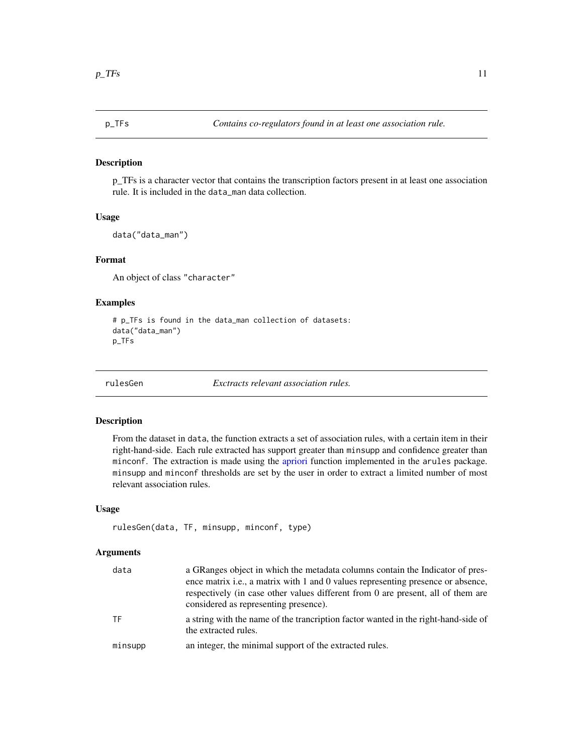## p_TFs — *Contains co-regulators found in at least one association rule.*

### Description

p_TFs is a character vector that contains the transcription factors present in at least one association rule. It is included in the `data_man` data collection.

### Usage

```
data("data_man")
```

### Format

An object of class "character"

### Examples

```
# p_TFs is found in the data_man collection of datasets:
data("data_man")
p_TFs
```

## rulesGen — *Exctracts relevant association rules.*

### Description

From the dataset in `data`, the function extracts a set of association rules, with a certain item in their right-hand-side. Each rule extracted has support greater than `minsupp` and confidence greater than `minconf`. The extraction is made using the apriori function implemented in the `arules` package. `minsupp` and `minconf` thresholds are set by the user in order to extract a limited number of most relevant association rules.

### Usage

```
rulesGen(data, TF, minsupp, minconf, type)
```

### Arguments

| | |
|---|---|
| `data` | a GRanges object in which the metadata columns contain the Indicator of presence matrix i.e., a matrix with 1 and 0 values representing presence or absence, respectively (in case other values different from 0 are present, all of them are considered as representing presence). |
| `TF` | a string with the name of the trancription factor wanted in the right-hand-side of the extracted rules. |
| `minsupp` | an integer, the minimal support of the extracted rules. |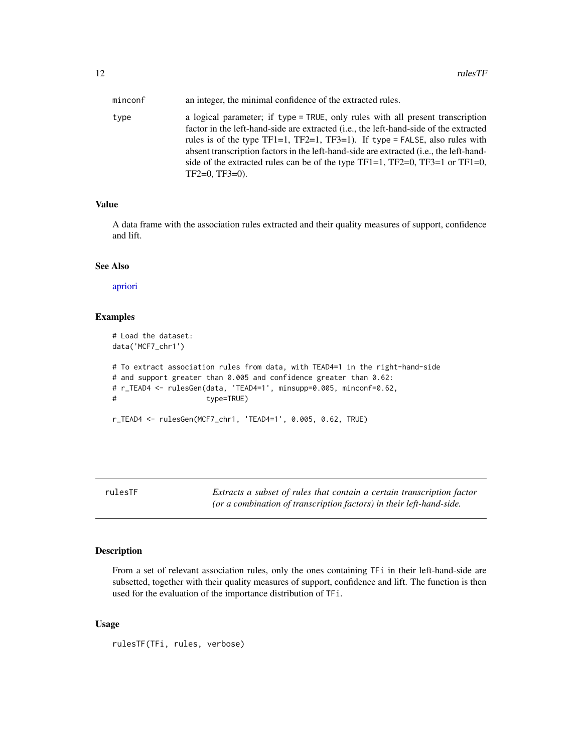| | |
|---|---|
| minconf | an integer, the minimal confidence of the extracted rules. |
| type | a logical parameter; if type = TRUE, only rules with all present transcription factor in the left-hand-side are extracted (i.e., the left-hand-side of the extracted rules is of the type TF1=1, TF2=1, TF3=1). If type = FALSE, also rules with absent transcription factors in the left-hand-side are extracted (i.e., the left-hand-side of the extracted rules can be of the type TF1=1, TF2=0, TF3=1 or TF1=0, TF2=0, TF3=0). |

### Value

A data frame with the association rules extracted and their quality measures of support, confidence and lift.

### See Also

apriori

### Examples

```
# Load the dataset:
data('MCF7_chr1')

# To extract association rules from data, with TEAD4=1 in the right-hand-side
# and support greater than 0.005 and confidence greater than 0.62:
# r_TEAD4 <- rulesGen(data, 'TEAD4=1', minsupp=0.005, minconf=0.62,
#                     type=TRUE)

r_TEAD4 <- rulesGen(MCF7_chr1, 'TEAD4=1', 0.005, 0.62, TRUE)
```

---

## rulesTF — *Extracts a subset of rules that contain a certain transcription factor (or a combination of transcription factors) in their left-hand-side.*

### Description

From a set of relevant association rules, only the ones containing TFi in their left-hand-side are subsetted, together with their quality measures of support, confidence and lift. The function is then used for the evaluation of the importance distribution of TFi.

### Usage

```
rulesTF(TFi, rules, verbose)
```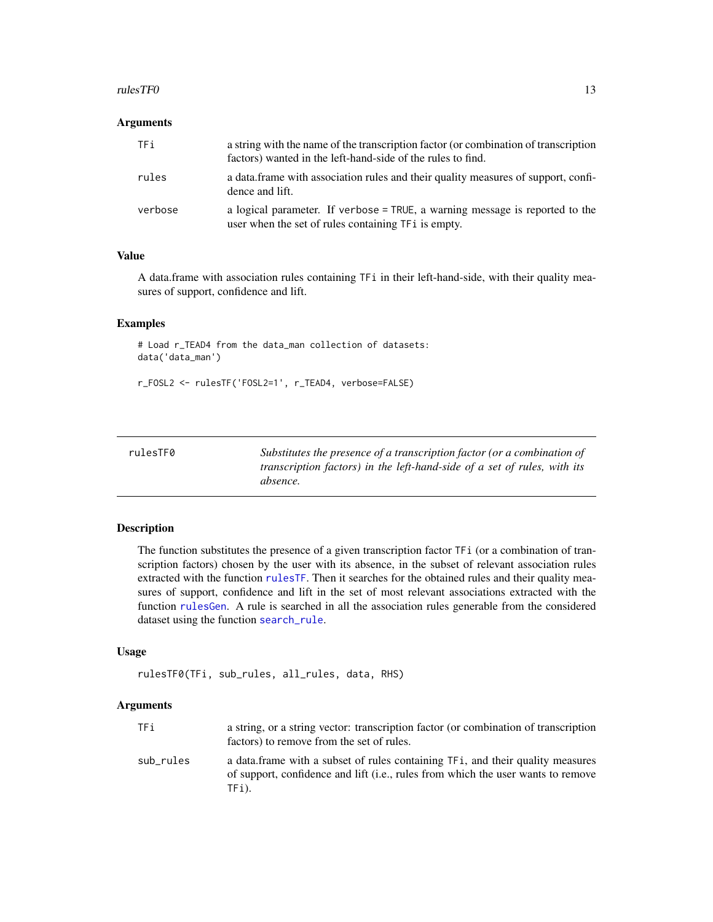### Arguments

| | |
|---|---|
| TFi | a string with the name of the transcription factor (or combination of transcription factors) wanted in the left-hand-side of the rules to find. |
| rules | a data.frame with association rules and their quality measures of support, confidence and lift. |
| verbose | a logical parameter. If verbose = TRUE, a warning message is reported to the user when the set of rules containing TFi is empty. |

### Value

A data.frame with association rules containing TFi in their left-hand-side, with their quality measures of support, confidence and lift.

### Examples

```
# Load r_TEAD4 from the data_man collection of datasets:
data('data_man')

r_FOSL2 <- rulesTF('FOSL2=1', r_TEAD4, verbose=FALSE)
```

---

## rulesTF0

*Substitutes the presence of a transcription factor (or a combination of transcription factors) in the left-hand-side of a set of rules, with its absence.*

---

### Description

The function substitutes the presence of a given transcription factor TFi (or a combination of transcription factors) chosen by the user with its absence, in the subset of relevant association rules extracted with the function rulesTF. Then it searches for the obtained rules and their quality measures of support, confidence and lift in the set of most relevant associations extracted with the function rulesGen. A rule is searched in all the association rules generable from the considered dataset using the function search_rule.

### Usage

```
rulesTF0(TFi, sub_rules, all_rules, data, RHS)
```

### Arguments

| | |
|---|---|
| TFi | a string, or a string vector: transcription factor (or combination of transcription factors) to remove from the set of rules. |
| sub_rules | a data.frame with a subset of rules containing TFi, and their quality measures of support, confidence and lift (i.e., rules from which the user wants to remove TFi). |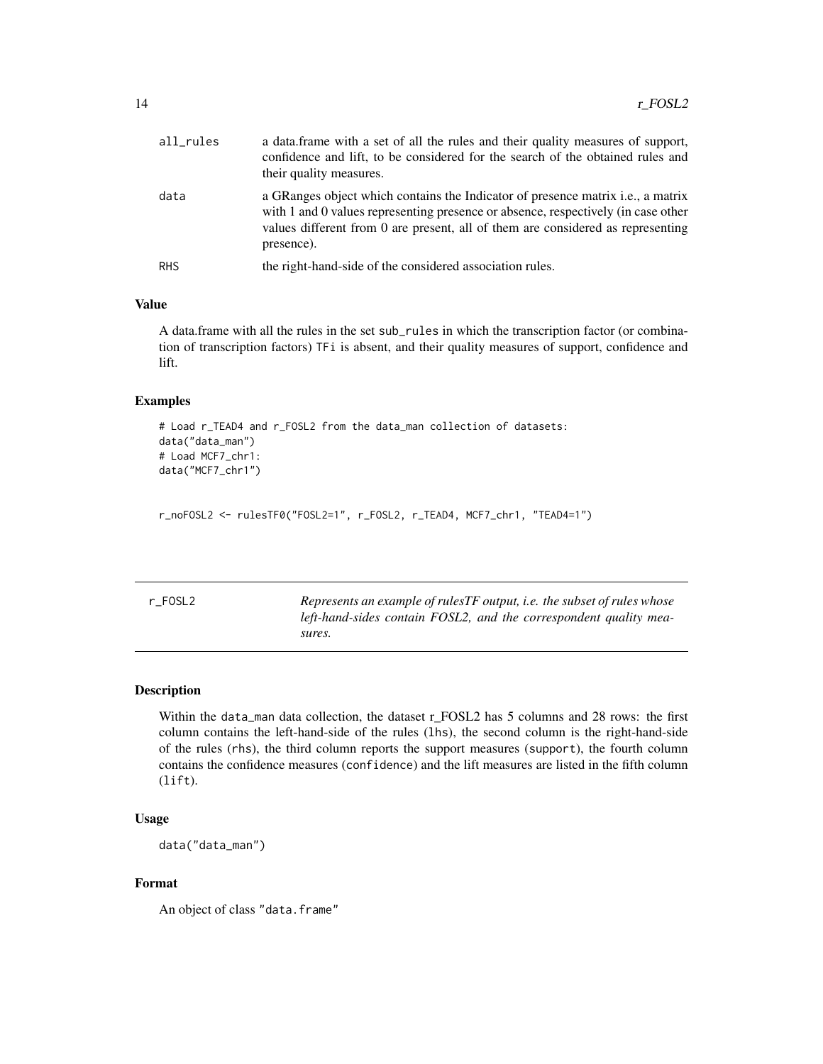| | |
|---|---|
| all_rules | a data.frame with a set of all the rules and their quality measures of support, confidence and lift, to be considered for the search of the obtained rules and their quality measures. |
| data | a GRanges object which contains the Indicator of presence matrix i.e., a matrix with 1 and 0 values representing presence or absence, respectively (in case other values different from 0 are present, all of them are considered as representing presence). |
| RHS | the right-hand-side of the considered association rules. |

### Value

A data.frame with all the rules in the set sub_rules in which the transcription factor (or combination of transcription factors) TFi is absent, and their quality measures of support, confidence and lift.

### Examples

```
# Load r_TEAD4 and r_FOSL2 from the data_man collection of datasets:
data("data_man")
# Load MCF7_chr1:
data("MCF7_chr1")


r_noFOSL2 <- rulesTF0("FOSL2=1", r_FOSL2, r_TEAD4, MCF7_chr1, "TEAD4=1")
```

---

## r_FOSL2 — *Represents an example of rulesTF output, i.e. the subset of rules whose left-hand-sides contain FOSL2, and the correspondent quality measures.*

---

### Description

Within the data_man data collection, the dataset r_FOSL2 has 5 columns and 28 rows: the first column contains the left-hand-side of the rules (lhs), the second column is the right-hand-side of the rules (rhs), the third column reports the support measures (support), the fourth column contains the confidence measures (confidence) and the lift measures are listed in the fifth column (lift).

### Usage

```
data("data_man")
```

### Format

An object of class "data.frame"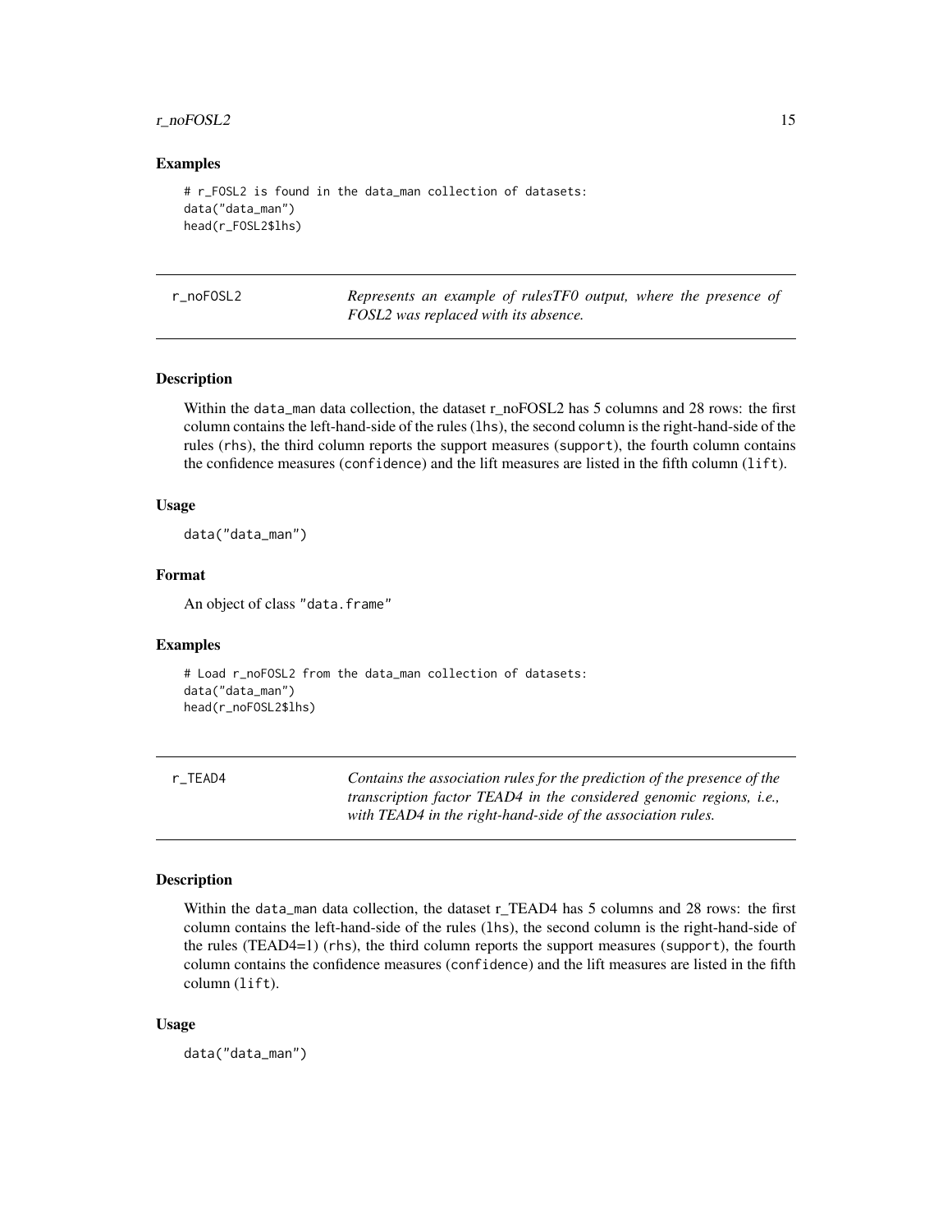### Examples

```
# r_FOSL2 is found in the data_man collection of datasets:
data("data_man")
head(r_FOSL2$lhs)
```

## r_noFOSL2 — *Represents an example of rulesTF0 output, where the presence of FOSL2 was replaced with its absence.*

### Description

Within the data_man data collection, the dataset r_noFOSL2 has 5 columns and 28 rows: the first column contains the left-hand-side of the rules (lhs), the second column is the right-hand-side of the rules (rhs), the third column reports the support measures (support), the fourth column contains the confidence measures (confidence) and the lift measures are listed in the fifth column (lift).

### Usage

```
data("data_man")
```

### Format

An object of class "data.frame"

### Examples

```
# Load r_noFOSL2 from the data_man collection of datasets:
data("data_man")
head(r_noFOSL2$lhs)
```

## r_TEAD4 — *Contains the association rules for the prediction of the presence of the transcription factor TEAD4 in the considered genomic regions, i.e., with TEAD4 in the right-hand-side of the association rules.*

### Description

Within the data_man data collection, the dataset r_TEAD4 has 5 columns and 28 rows: the first column contains the left-hand-side of the rules (lhs), the second column is the right-hand-side of the rules (TEAD4=1) (rhs), the third column reports the support measures (support), the fourth column contains the confidence measures (confidence) and the lift measures are listed in the fifth column (lift).

### Usage

```
data("data_man")
```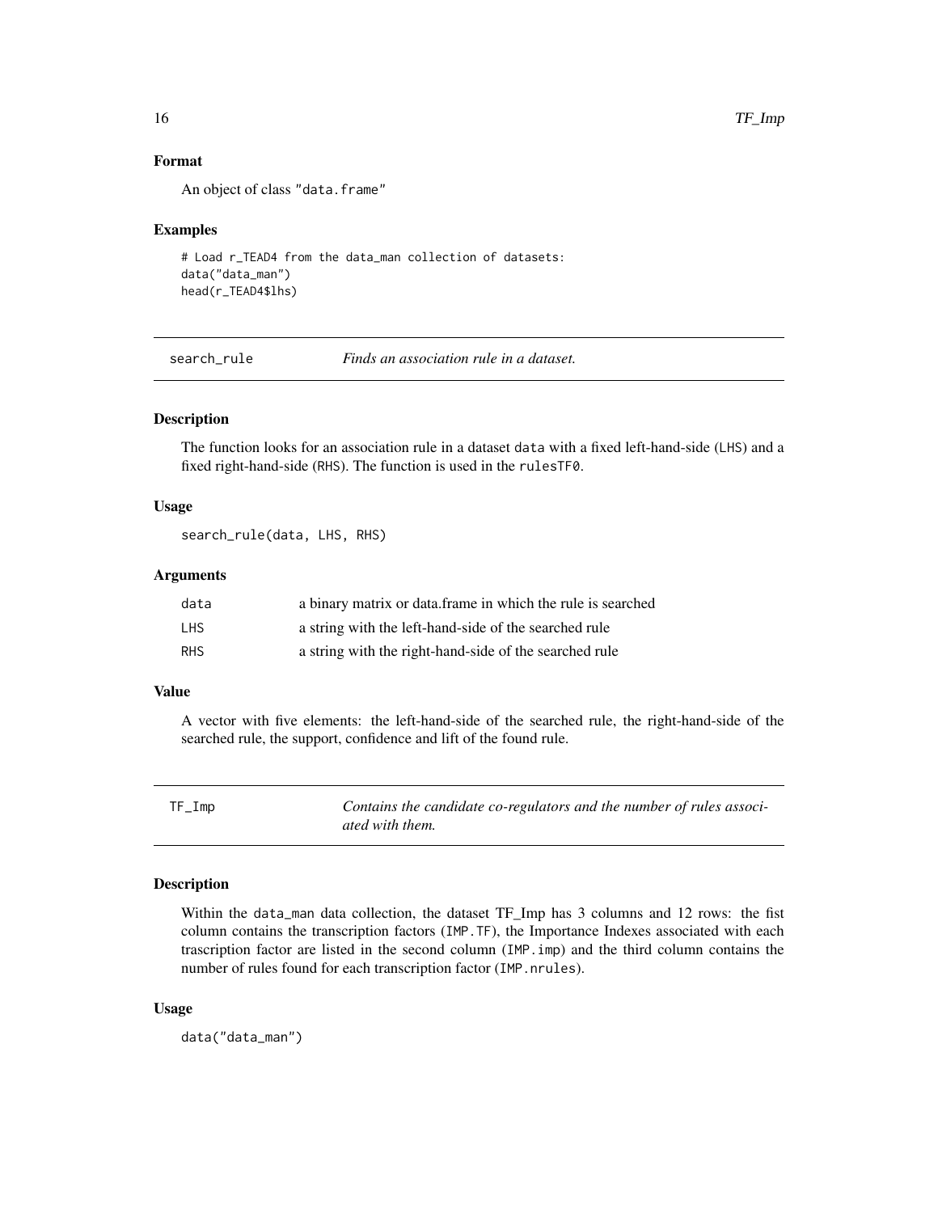### Format

An object of class "data.frame"

### Examples

```
# Load r_TEAD4 from the data_man collection of datasets:
data("data_man")
head(r_TEAD4$lhs)
```

---

## search_rule — *Finds an association rule in a dataset.*

### Description

The function looks for an association rule in a dataset `data` with a fixed left-hand-side (`LHS`) and a fixed right-hand-side (`RHS`). The function is used in the `rulesTF0`.

### Usage

```
search_rule(data, LHS, RHS)
```

### Arguments

| | |
|---|---|
| `data` | a binary matrix or data.frame in which the rule is searched |
| `LHS` | a string with the left-hand-side of the searched rule |
| `RHS` | a string with the right-hand-side of the searched rule |

### Value

A vector with five elements: the left-hand-side of the searched rule, the right-hand-side of the searched rule, the support, confidence and lift of the found rule.

---

## TF_Imp — *Contains the candidate co-regulators and the number of rules associated with them.*

### Description

Within the `data_man` data collection, the dataset TF_Imp has 3 columns and 12 rows: the fist column contains the transcription factors (`IMP.TF`), the Importance Indexes associated with each trascription factor are listed in the second column (`IMP.imp`) and the third column contains the number of rules found for each transcription factor (`IMP.nrules`).

### Usage

```
data("data_man")
```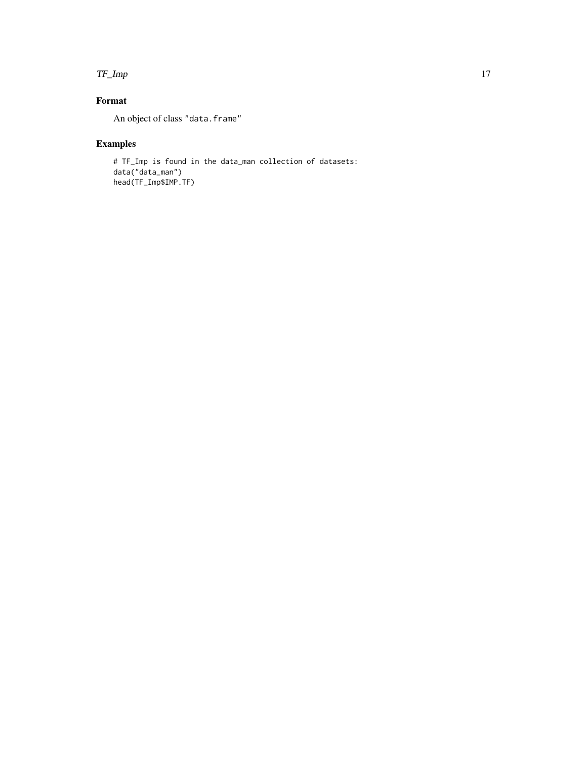## Format

An object of class "data.frame"

## Examples

```
# TF_Imp is found in the data_man collection of datasets:
data("data_man")
head(TF_Imp$IMP.TF)
```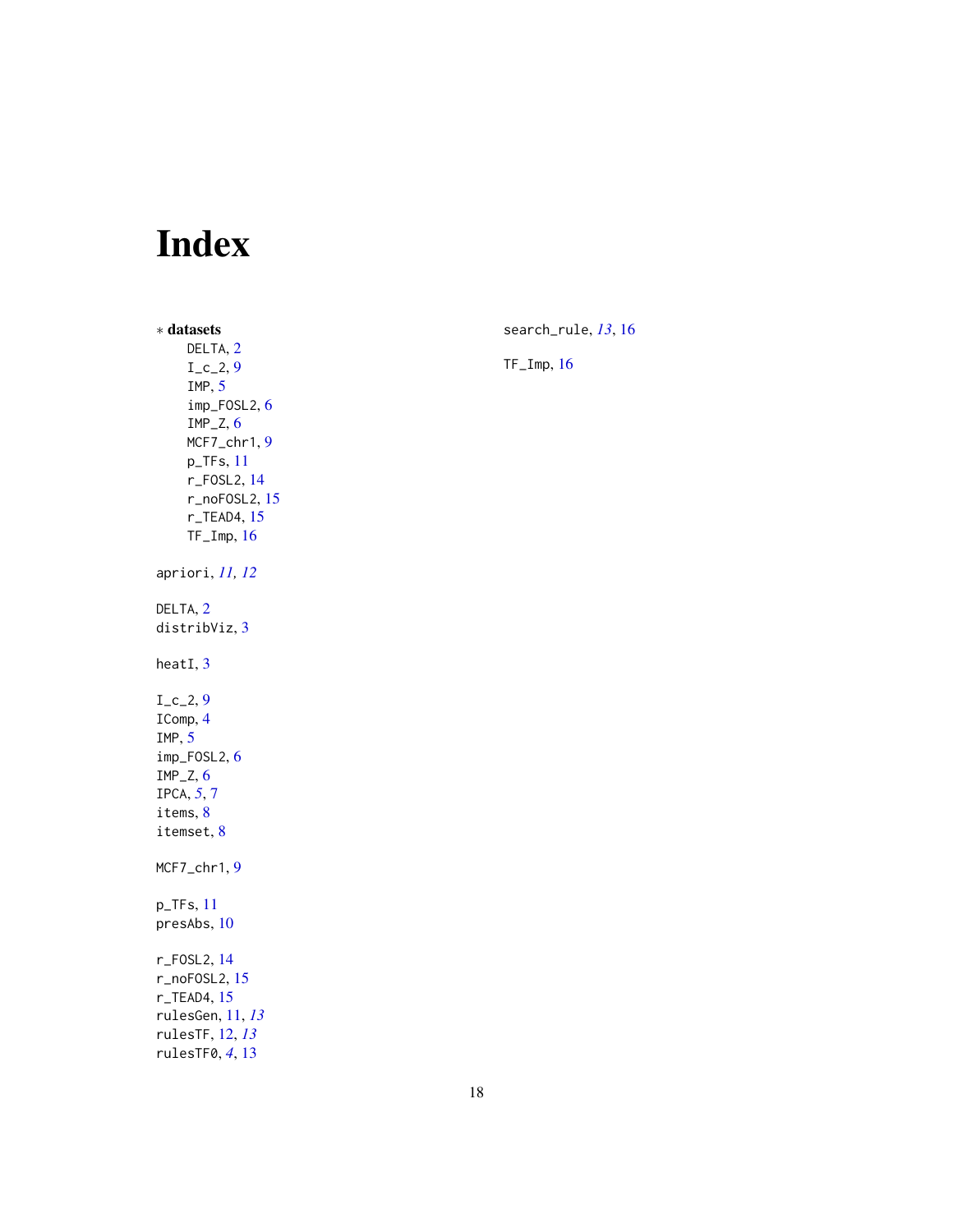# Index

∗ **datasets**

DELTA, 2
I_c_2, 9
IMP, 5
imp_FOSL2, 6
IMP_Z, 6
MCF7_chr1, 9
p_TFs, 11
r_FOSL2, 14
r_noFOSL2, 15
r_TEAD4, 15
TF_Imp, 16

apriori, *11, 12*

DELTA, 2
distribViz, 3

heatI, 3

I_c_2, 9
IComp, 4
IMP, 5
imp_FOSL2, 6
IMP_Z, 6
IPCA, *5*, 7
items, 8
itemset, 8

MCF7_chr1, 9

p_TFs, 11
presAbs, 10

r_FOSL2, 14
r_noFOSL2, 15
r_TEAD4, 15
rulesGen, 11, *13*
rulesTF, 12, *13*
rulesTF0, *4*, 13

search_rule, *13*, 16

TF_Imp, 16